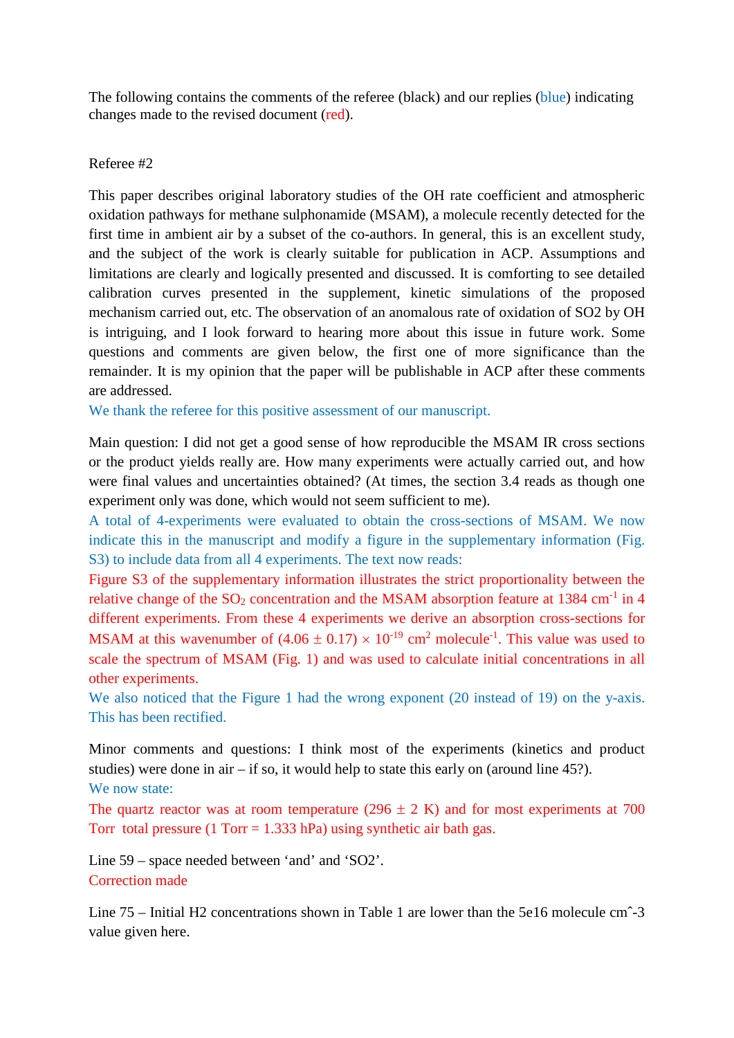The following contains the comments of the referee (black) and our replies (blue) indicating changes made to the revised document (red).

Referee #2

This paper describes original laboratory studies of the OH rate coefficient and atmospheric oxidation pathways for methane sulphonamide (MSAM), a molecule recently detected for the first time in ambient air by a subset of the co-authors. In general, this is an excellent study, and the subject of the work is clearly suitable for publication in ACP. Assumptions and limitations are clearly and logically presented and discussed. It is comforting to see detailed calibration curves presented in the supplement, kinetic simulations of the proposed mechanism carried out, etc. The observation of an anomalous rate of oxidation of SO2 by OH is intriguing, and I look forward to hearing more about this issue in future work. Some questions and comments are given below, the first one of more significance than the remainder. It is my opinion that the paper will be publishable in ACP after these comments are addressed.

We thank the referee for this positive assessment of our manuscript.

Main question: I did not get a good sense of how reproducible the MSAM IR cross sections or the product yields really are. How many experiments were actually carried out, and how were final values and uncertainties obtained? (At times, the section 3.4 reads as though one experiment only was done, which would not seem sufficient to me).

A total of 4-experiments were evaluated to obtain the cross-sections of MSAM. We now indicate this in the manuscript and modify a figure in the supplementary information (Fig. S3) to include data from all 4 experiments. The text now reads:

Figure S3 of the supplementary information illustrates the strict proportionality between the relative change of the $SO_2$ concentration and the MSAM absorption feature at 1384 $cm^{-1}$ in 4 different experiments. From these 4 experiments we derive an absorption cross-sections for MSAM at this wavenumber of $(4.06 \pm 0.17) \times 10^{-19}$ $cm^2$ $molecule^{-1}$. This value was used to scale the spectrum of MSAM (Fig. 1) and was used to calculate initial concentrations in all other experiments.

We also noticed that the Figure 1 had the wrong exponent (20 instead of 19) on the y-axis. This has been rectified.

Minor comments and questions: I think most of the experiments (kinetics and product studies) were done in air – if so, it would help to state this early on (around line 45?).

We now state:

The quartz reactor was at room temperature ($296 \pm 2$ K) and for most experiments at 700 Torr total pressure (1 Torr = 1.333 hPa) using synthetic air bath gas.

Line 59 – space needed between 'and' and 'SO2'.

Correction made

Line 75 – Initial H2 concentrations shown in Table 1 are lower than the 5e16 molecule cmˆ-3 value given here.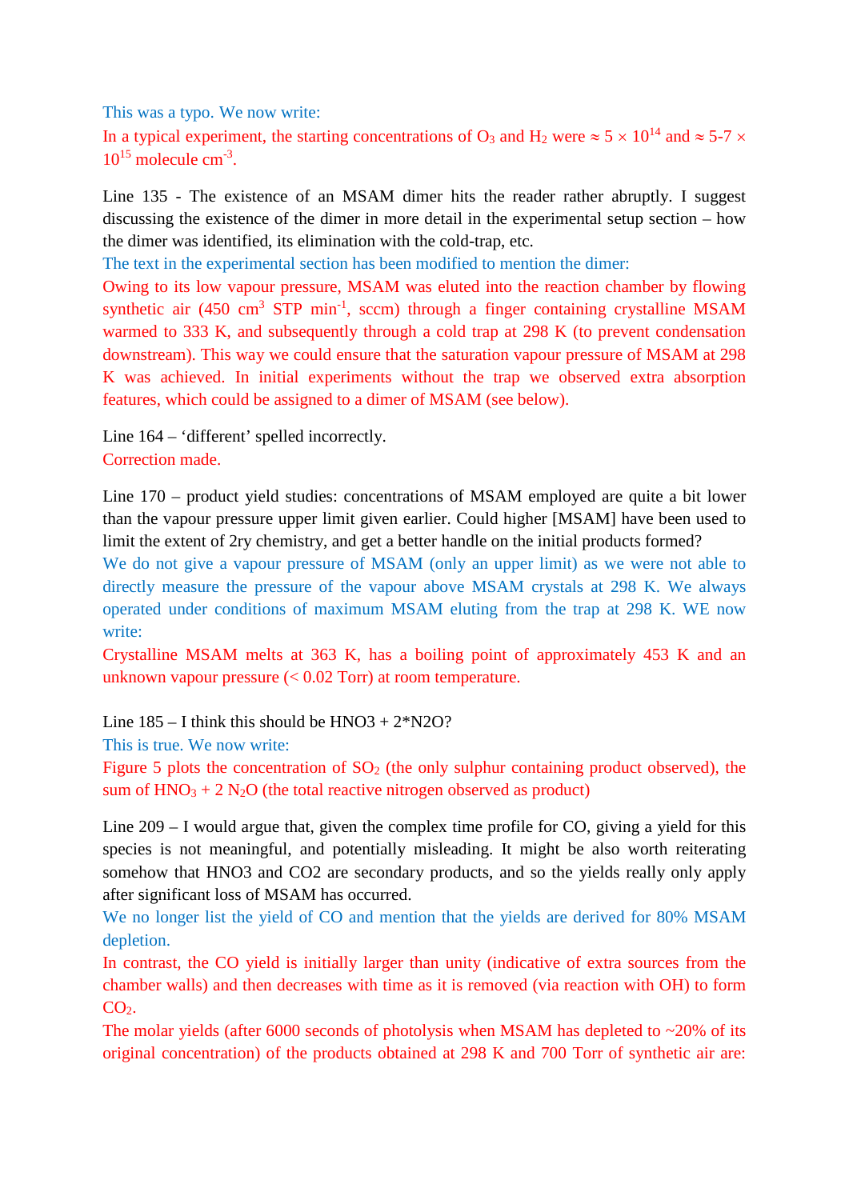This was a typo. We now write:

In a typical experiment, the starting concentrations of $O_3$ and $H_2$ were $\approx 5 \times 10^{14}$ and $\approx 5\text{-}7 \times 10^{15}$ molecule $cm^{-3}$.

Line 135 - The existence of an MSAM dimer hits the reader rather abruptly. I suggest discussing the existence of the dimer in more detail in the experimental setup section – how the dimer was identified, its elimination with the cold-trap, etc.

The text in the experimental section has been modified to mention the dimer:

Owing to its low vapour pressure, MSAM was eluted into the reaction chamber by flowing synthetic air (450 $cm^3$ STP $min^{-1}$, sccm) through a finger containing crystalline MSAM warmed to 333 K, and subsequently through a cold trap at 298 K (to prevent condensation downstream). This way we could ensure that the saturation vapour pressure of MSAM at 298 K was achieved. In initial experiments without the trap we observed extra absorption features, which could be assigned to a dimer of MSAM (see below).

Line 164 – 'different' spelled incorrectly.

Correction made.

Line 170 – product yield studies: concentrations of MSAM employed are quite a bit lower than the vapour pressure upper limit given earlier. Could higher [MSAM] have been used to limit the extent of 2ry chemistry, and get a better handle on the initial products formed?

We do not give a vapour pressure of MSAM (only an upper limit) as we were not able to directly measure the pressure of the vapour above MSAM crystals at 298 K. We always operated under conditions of maximum MSAM eluting from the trap at 298 K. WE now write:

Crystalline MSAM melts at 363 K, has a boiling point of approximately 453 K and an unknown vapour pressure (< 0.02 Torr) at room temperature.

Line 185 – I think this should be HNO3 + 2*N2O?

This is true. We now write:

Figure 5 plots the concentration of $SO_2$ (the only sulphur containing product observed), the sum of $HNO_3$ + 2 $N_2O$ (the total reactive nitrogen observed as product)

Line 209 – I would argue that, given the complex time profile for CO, giving a yield for this species is not meaningful, and potentially misleading. It might be also worth reiterating somehow that HNO3 and CO2 are secondary products, and so the yields really only apply after significant loss of MSAM has occurred.

We no longer list the yield of CO and mention that the yields are derived for 80% MSAM depletion.

In contrast, the CO yield is initially larger than unity (indicative of extra sources from the chamber walls) and then decreases with time as it is removed (via reaction with OH) to form $CO_2$.

The molar yields (after 6000 seconds of photolysis when MSAM has depleted to ~20% of its original concentration) of the products obtained at 298 K and 700 Torr of synthetic air are: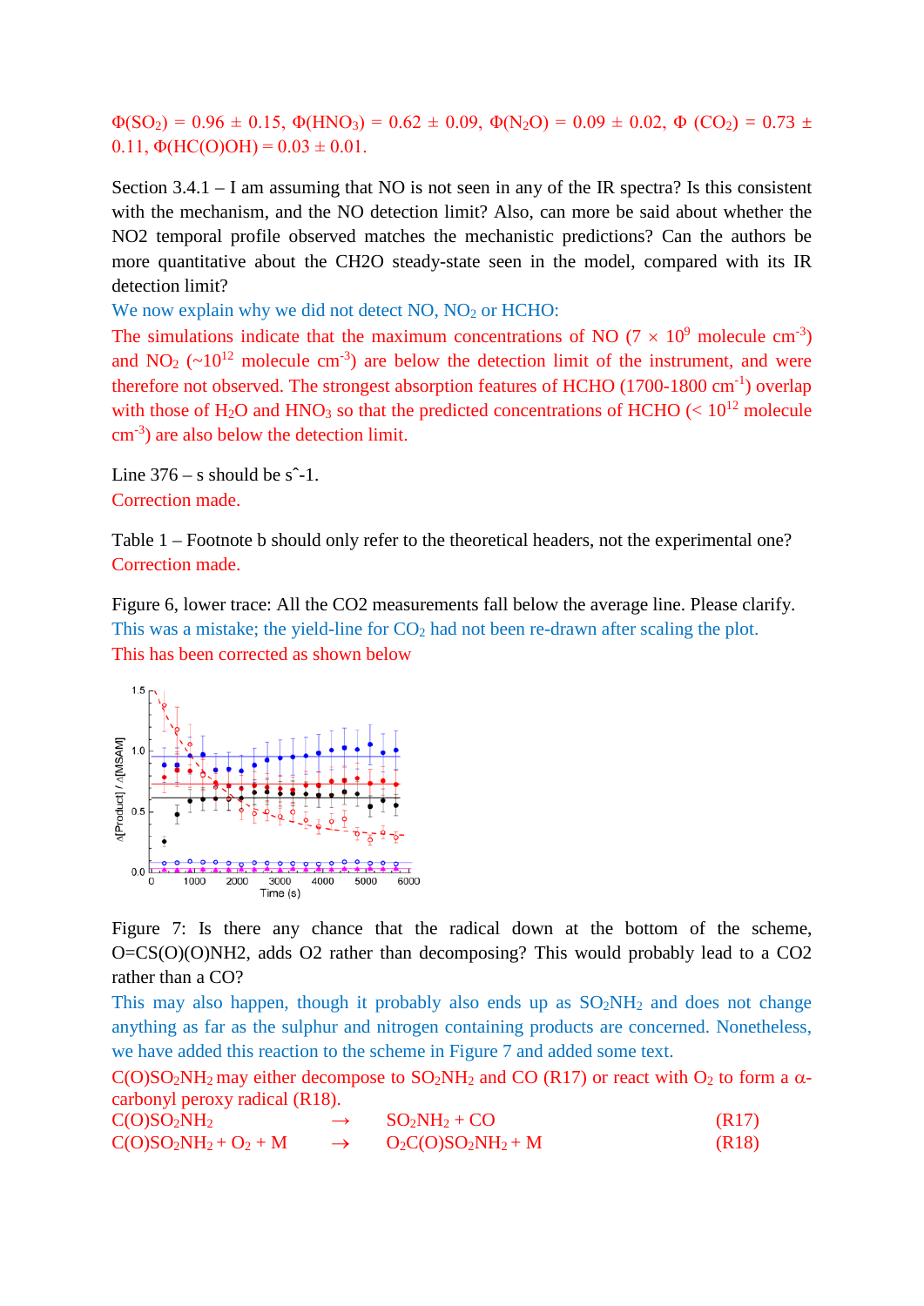$\Phi(SO_2) = 0.96 \pm 0.15$, $\Phi(HNO_3) = 0.62 \pm 0.09$, $\Phi(N_2O) = 0.09 \pm 0.02$, $\Phi(CO_2) = 0.73 \pm 0.11$, $\Phi(HC(O)OH) = 0.03 \pm 0.01$.

Section 3.4.1 – I am assuming that NO is not seen in any of the IR spectra? Is this consistent with the mechanism, and the NO detection limit? Also, can more be said about whether the NO2 temporal profile observed matches the mechanistic predictions? Can the authors be more quantitative about the CH2O steady-state seen in the model, compared with its IR detection limit?

We now explain why we did not detect NO, $NO_2$ or HCHO:

The simulations indicate that the maximum concentrations of NO ($7 \times 10^9$ molecule cm$^{-3}$) and $NO_2$ ($\sim 10^{12}$ molecule cm$^{-3}$) are below the detection limit of the instrument, and were therefore not observed. The strongest absorption features of HCHO (1700-1800 cm$^{-1}$) overlap with those of $H_2O$ and $HNO_3$ so that the predicted concentrations of HCHO ($< 10^{12}$ molecule cm$^{-3}$) are also below the detection limit.

Line 376 – s should be s^-1.

Correction made.

Table 1 – Footnote b should only refer to the theoretical headers, not the experimental one?

Correction made.

Figure 6, lower trace: All the CO2 measurements fall below the average line. Please clarify.

This was a mistake; the yield-line for $CO_2$ had not been re-drawn after scaling the plot.

This has been corrected as shown below

Figure 7: Is there any chance that the radical down at the bottom of the scheme, O=CS(O)(O)NH2, adds O2 rather than decomposing? This would probably lead to a CO2 rather than a CO?

This may also happen, though it probably also ends up as $SO_2NH_2$ and does not change anything as far as the sulphur and nitrogen containing products are concerned. Nonetheless, we have added this reaction to the scheme in Figure 7 and added some text.

$C(O)SO_2NH_2$ may either decompose to $SO_2NH_2$ and CO (R17) or react with $O_2$ to form a $\alpha$-carbonyl peroxy radical (R18).

$$C(O)SO_2NH_2 \rightarrow SO_2NH_2 + CO \quad (R17)$$

$$C(O)SO_2NH_2 + O_2 + M \rightarrow O_2C(O)SO_2NH_2 + M \quad (R18)$$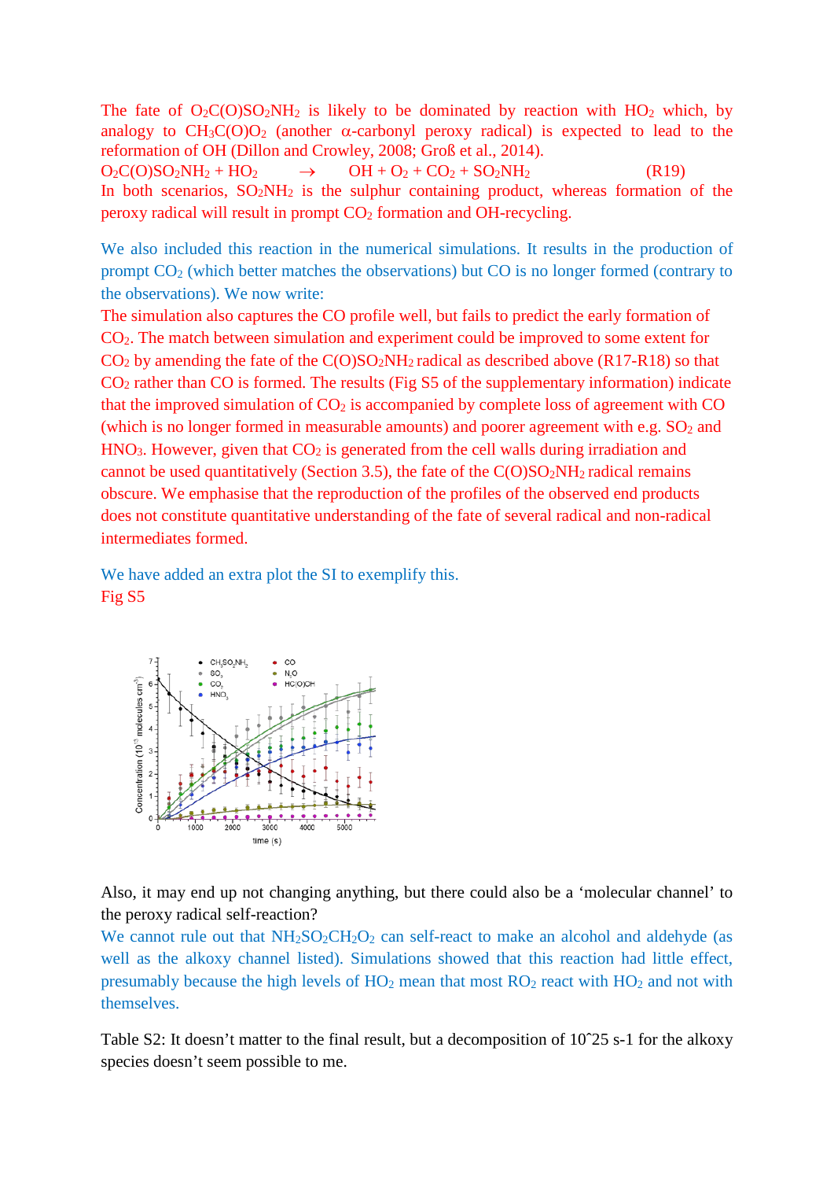The fate of $O_2C(O)SO_2NH_2$ is likely to be dominated by reaction with $HO_2$ which, by analogy to $CH_3C(O)O_2$ (another $\alpha$-carbonyl peroxy radical) is expected to lead to the reformation of OH (Dillon and Crowley, 2008; Groß et al., 2014).

$O_2C(O)SO_2NH_2 + HO_2 \rightarrow OH + O_2 + CO_2 + SO_2NH_2$ (R19)

In both scenarios, $SO_2NH_2$ is the sulphur containing product, whereas formation of the peroxy radical will result in prompt $CO_2$ formation and OH-recycling.

We also included this reaction in the numerical simulations. It results in the production of prompt $CO_2$ (which better matches the observations) but CO is no longer formed (contrary to the observations). We now write:

The simulation also captures the CO profile well, but fails to predict the early formation of $CO_2$. The match between simulation and experiment could be improved to some extent for $CO_2$ by amending the fate of the $C(O)SO_2NH_2$ radical as described above (R17-R18) so that $CO_2$ rather than CO is formed. The results (Fig S5 of the supplementary information) indicate that the improved simulation of $CO_2$ is accompanied by complete loss of agreement with CO (which is no longer formed in measurable amounts) and poorer agreement with e.g. $SO_2$ and $HNO_3$. However, given that $CO_2$ is generated from the cell walls during irradiation and cannot be used quantitatively (Section 3.5), the fate of the $C(O)SO_2NH_2$ radical remains obscure. We emphasise that the reproduction of the profiles of the observed end products does not constitute quantitative understanding of the fate of several radical and non-radical intermediates formed.

We have added an extra plot the SI to exemplify this.

Fig S5

Also, it may end up not changing anything, but there could also be a 'molecular channel' to the peroxy radical self-reaction?

We cannot rule out that $NH_2SO_2CH_2O_2$ can self-react to make an alcohol and aldehyde (as well as the alkoxy channel listed). Simulations showed that this reaction had little effect, presumably because the high levels of $HO_2$ mean that most $RO_2$ react with $HO_2$ and not with themselves.

Table S2: It doesn't matter to the final result, but a decomposition of 10^25 s-1 for the alkoxy species doesn't seem possible to me.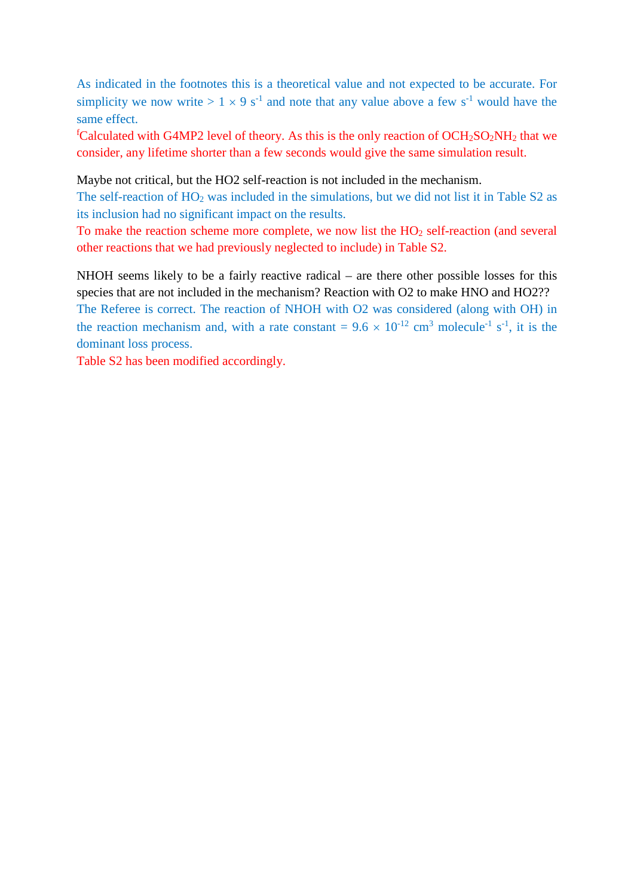As indicated in the footnotes this is a theoretical value and not expected to be accurate. For simplicity we now write > 1 × 9 $s^{-1}$ and note that any value above a few $s^{-1}$ would have the same effect.

[f]Calculated with G4MP2 level of theory. As this is the only reaction of $OCH_2SO_2NH_2$ that we consider, any lifetime shorter than a few seconds would give the same simulation result.

Maybe not critical, but the HO2 self-reaction is not included in the mechanism.

The self-reaction of $HO_2$ was included in the simulations, but we did not list it in Table S2 as its inclusion had no significant impact on the results.

To make the reaction scheme more complete, we now list the $HO_2$ self-reaction (and several other reactions that we had previously neglected to include) in Table S2.

NHOH seems likely to be a fairly reactive radical – are there other possible losses for this species that are not included in the mechanism? Reaction with O2 to make HNO and HO2??

The Referee is correct. The reaction of NHOH with O2 was considered (along with OH) in the reaction mechanism and, with a rate constant = $9.6 \times 10^{-12}$ $cm^3$ $molecule^{-1}$ $s^{-1}$, it is the dominant loss process.

Table S2 has been modified accordingly.